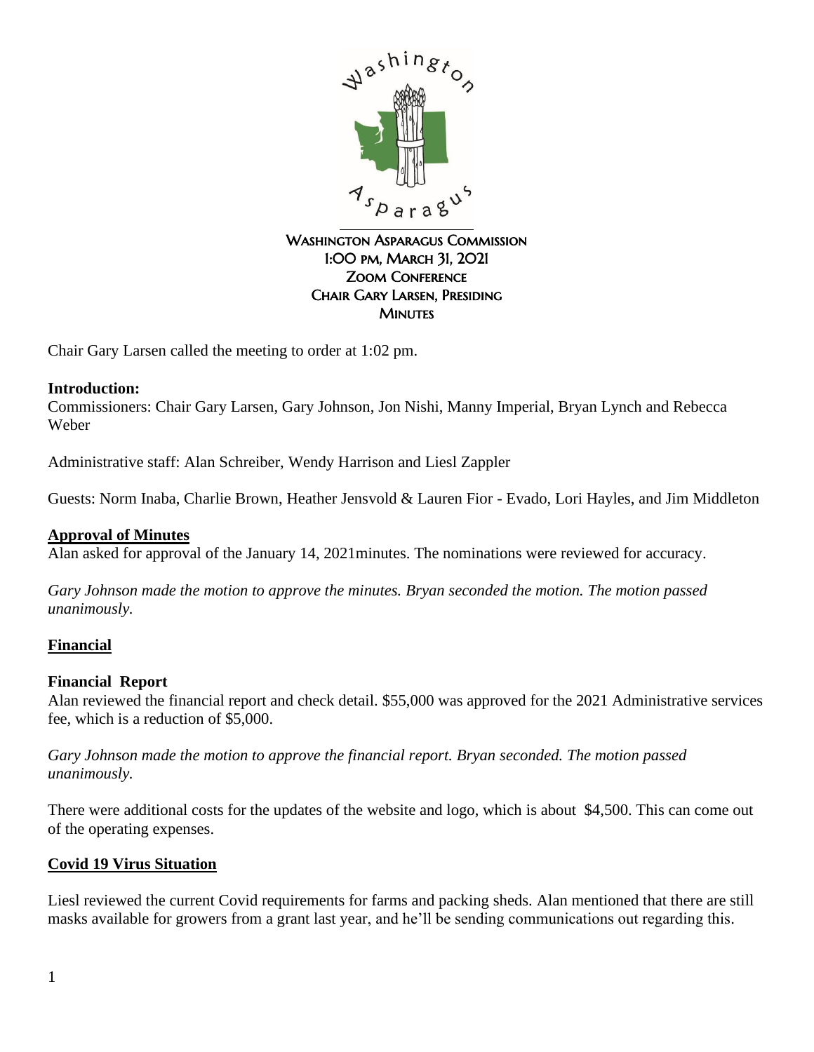# Washington Asparagus Commission

**1:00 pm, March 31, 2021**
**Zoom Conference**
**Chair Gary Larsen, Presiding**
**Minutes**

Chair Gary Larsen called the meeting to order at 1:02 pm.

**Introduction:**

Commissioners: Chair Gary Larsen, Gary Johnson, Jon Nishi, Manny Imperial, Bryan Lynch and Rebecca Weber

Administrative staff: Alan Schreiber, Wendy Harrison and Liesl Zappler

Guests: Norm Inaba, Charlie Brown, Heather Jensvold & Lauren Fior - Evado, Lori Hayles, and Jim Middleton

## Approval of Minutes

Alan asked for approval of the January 14, 2021minutes. The nominations were reviewed for accuracy.

*Gary Johnson made the motion to approve the minutes. Bryan seconded the motion. The motion passed unanimously.*

## Financial

### Financial Report

Alan reviewed the financial report and check detail. $55,000 was approved for the 2021 Administrative services fee, which is a reduction of $5,000.

*Gary Johnson made the motion to approve the financial report. Bryan seconded. The motion passed unanimously.*

There were additional costs for the updates of the website and logo, which is about $4,500. This can come out of the operating expenses.

## Covid 19 Virus Situation

Liesl reviewed the current Covid requirements for farms and packing sheds. Alan mentioned that there are still masks available for growers from a grant last year, and he'll be sending communications out regarding this.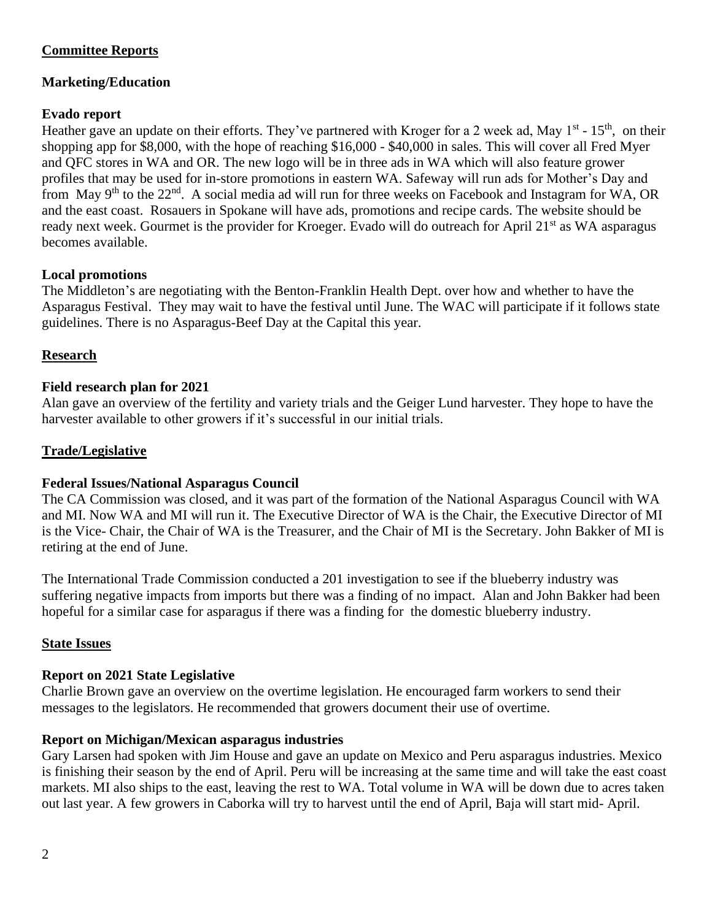## Committee Reports

### Marketing/Education

**Evado report**

Heather gave an update on their efforts. They've partnered with Kroger for a 2 week ad, May 1st - 15th, on their shopping app for $8,000, with the hope of reaching $16,000 - $40,000 in sales. This will cover all Fred Myer and QFC stores in WA and OR. The new logo will be in three ads in WA which will also feature grower profiles that may be used for in-store promotions in eastern WA. Safeway will run ads for Mother's Day and from May 9th to the 22nd. A social media ad will run for three weeks on Facebook and Instagram for WA, OR and the east coast. Rosauers in Spokane will have ads, promotions and recipe cards. The website should be ready next week. Gourmet is the provider for Kroeger. Evado will do outreach for April 21st as WA asparagus becomes available.

**Local promotions**

The Middleton's are negotiating with the Benton-Franklin Health Dept. over how and whether to have the Asparagus Festival. They may wait to have the festival until June. The WAC will participate if it follows state guidelines. There is no Asparagus-Beef Day at the Capital this year.

### Research

**Field research plan for 2021**

Alan gave an overview of the fertility and variety trials and the Geiger Lund harvester. They hope to have the harvester available to other growers if it's successful in our initial trials.

### Trade/Legislative

**Federal Issues/National Asparagus Council**

The CA Commission was closed, and it was part of the formation of the National Asparagus Council with WA and MI. Now WA and MI will run it. The Executive Director of WA is the Chair, the Executive Director of MI is the Vice- Chair, the Chair of WA is the Treasurer, and the Chair of MI is the Secretary. John Bakker of MI is retiring at the end of June.

The International Trade Commission conducted a 201 investigation to see if the blueberry industry was suffering negative impacts from imports but there was a finding of no impact. Alan and John Bakker had been hopeful for a similar case for asparagus if there was a finding for the domestic blueberry industry.

### State Issues

**Report on 2021 State Legislative**

Charlie Brown gave an overview on the overtime legislation. He encouraged farm workers to send their messages to the legislators. He recommended that growers document their use of overtime.

**Report on Michigan/Mexican asparagus industries**

Gary Larsen had spoken with Jim House and gave an update on Mexico and Peru asparagus industries. Mexico is finishing their season by the end of April. Peru will be increasing at the same time and will take the east coast markets. MI also ships to the east, leaving the rest to WA. Total volume in WA will be down due to acres taken out last year. A few growers in Caborka will try to harvest until the end of April, Baja will start mid- April.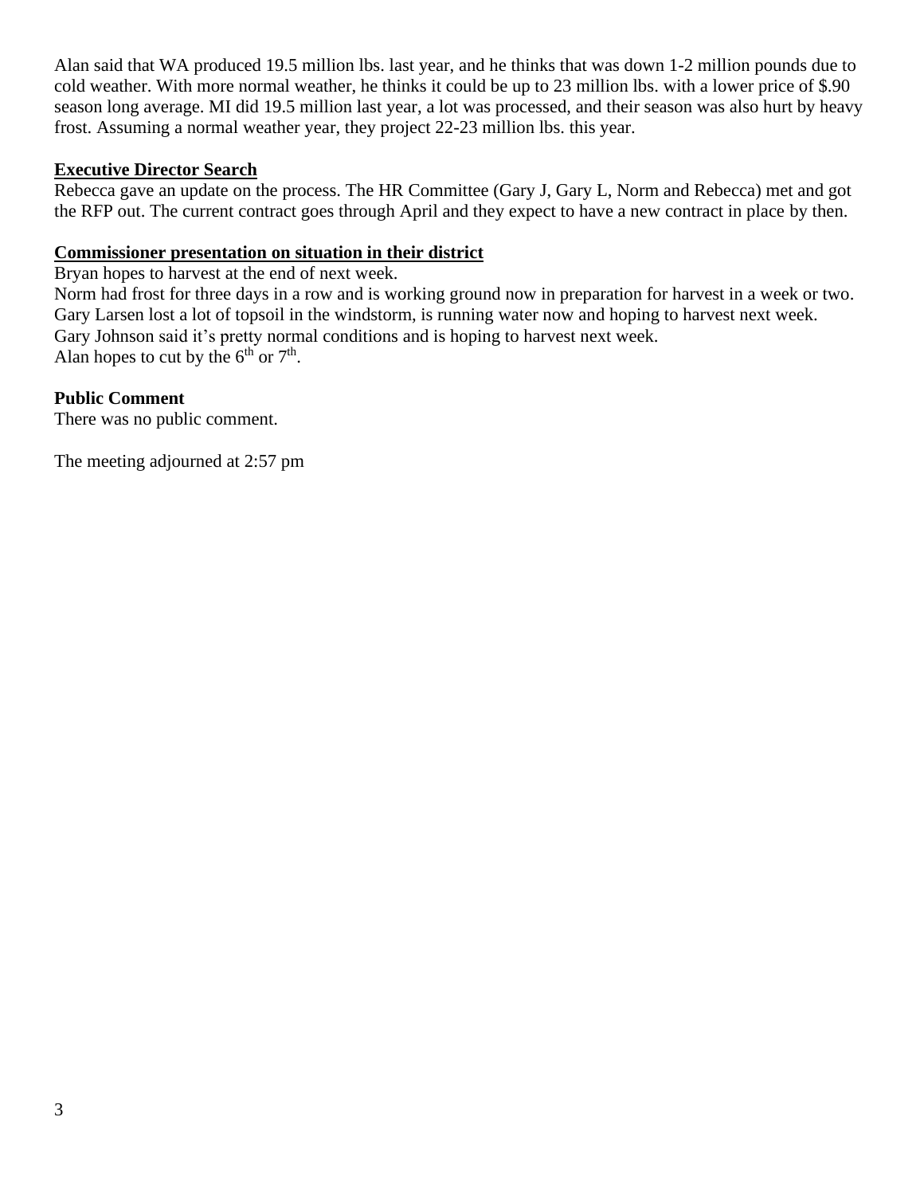Alan said that WA produced 19.5 million lbs. last year, and he thinks that was down 1-2 million pounds due to cold weather. With more normal weather, he thinks it could be up to 23 million lbs. with a lower price of $.90 season long average. MI did 19.5 million last year, a lot was processed, and their season was also hurt by heavy frost. Assuming a normal weather year, they project 22-23 million lbs. this year.

**Executive Director Search**

Rebecca gave an update on the process. The HR Committee (Gary J, Gary L, Norm and Rebecca) met and got the RFP out. The current contract goes through April and they expect to have a new contract in place by then.

**Commissioner presentation on situation in their district**

Bryan hopes to harvest at the end of next week.
Norm had frost for three days in a row and is working ground now in preparation for harvest in a week or two.
Gary Larsen lost a lot of topsoil in the windstorm, is running water now and hoping to harvest next week.
Gary Johnson said it's pretty normal conditions and is hoping to harvest next week.
Alan hopes to cut by the 6th or 7th.

**Public Comment**

There was no public comment.

The meeting adjourned at 2:57 pm